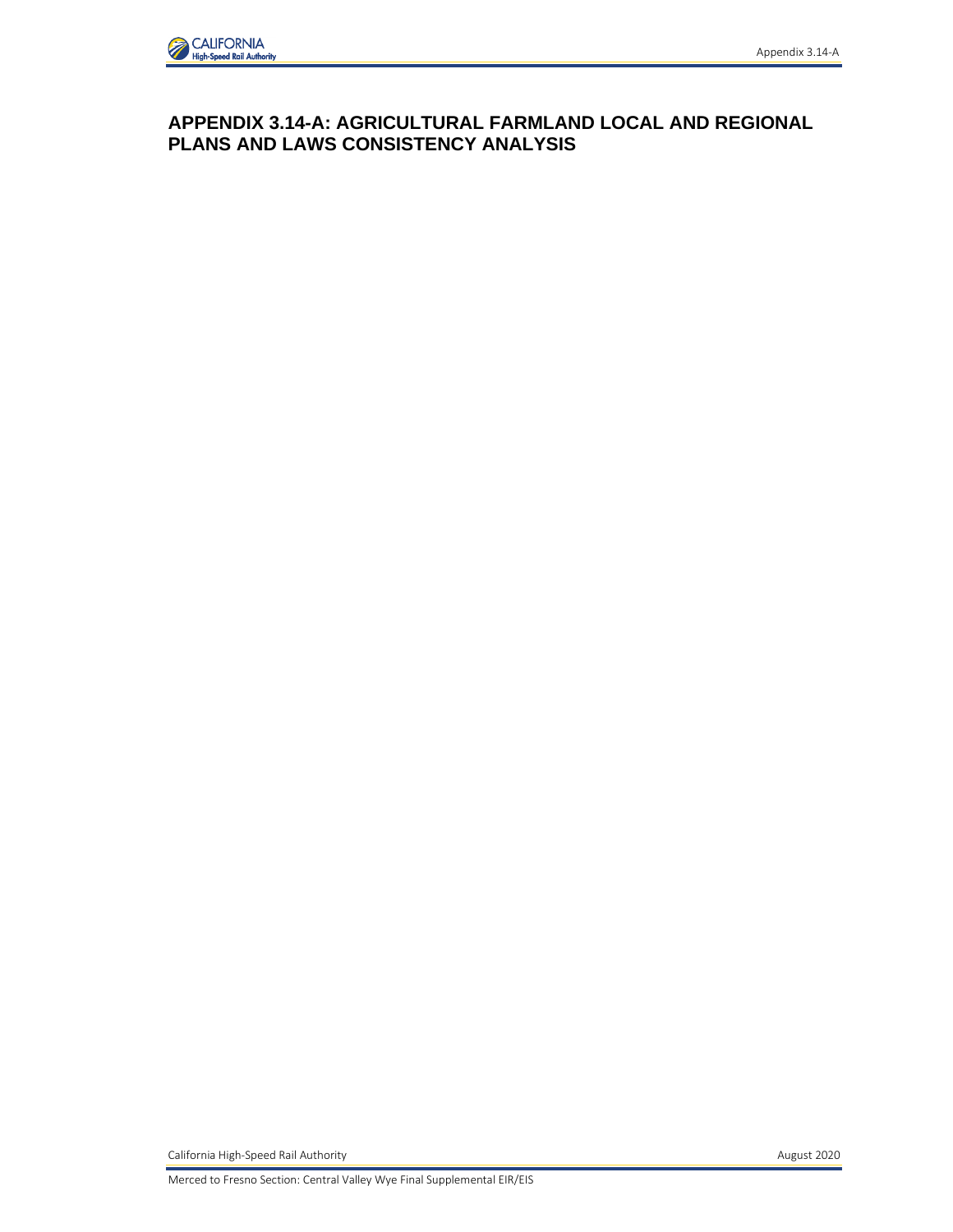# APPENDIX 3.14-A: AGRICULTURAL FARMLAND LOCAL AND REGIONAL PLANS AND LAWS CONSISTENCY ANALYSIS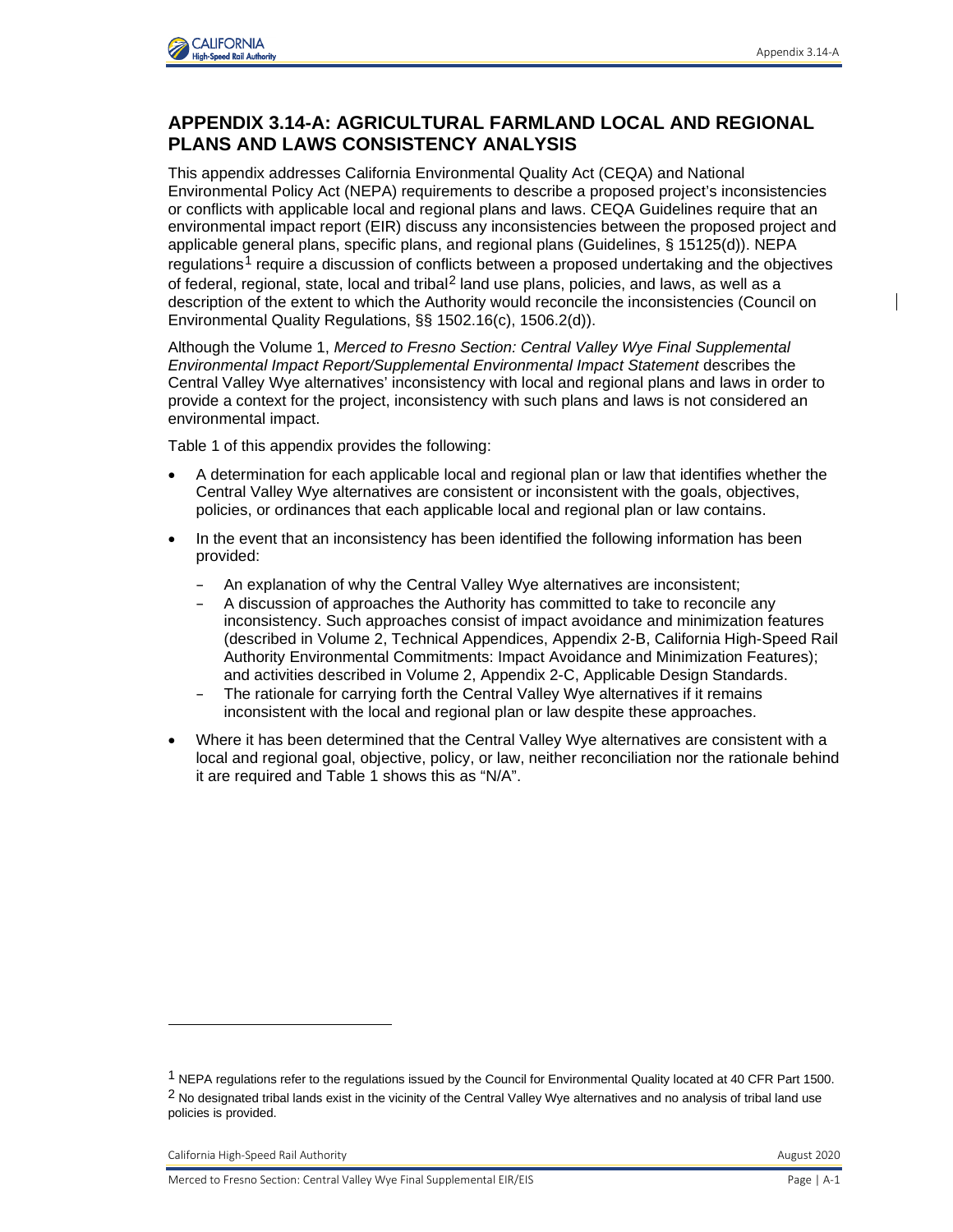# APPENDIX 3.14-A: AGRICULTURAL FARMLAND LOCAL AND REGIONAL PLANS AND LAWS CONSISTENCY ANALYSIS

This appendix addresses California Environmental Quality Act (CEQA) and National Environmental Policy Act (NEPA) requirements to describe a proposed project's inconsistencies or conflicts with applicable local and regional plans and laws. CEQA Guidelines require that an environmental impact report (EIR) discuss any inconsistencies between the proposed project and applicable general plans, specific plans, and regional plans (Guidelines, § 15125(d)). NEPA regulations[1] require a discussion of conflicts between a proposed undertaking and the objectives of federal, regional, state, local and tribal[2] land use plans, policies, and laws, as well as a description of the extent to which the Authority would reconcile the inconsistencies (Council on Environmental Quality Regulations, §§ 1502.16(c), 1506.2(d)).

Although the Volume 1, *Merced to Fresno Section: Central Valley Wye Final Supplemental Environmental Impact Report/Supplemental Environmental Impact Statement* describes the Central Valley Wye alternatives' inconsistency with local and regional plans and laws in order to provide a context for the project, inconsistency with such plans and laws is not considered an environmental impact.

Table 1 of this appendix provides the following:

- A determination for each applicable local and regional plan or law that identifies whether the Central Valley Wye alternatives are consistent or inconsistent with the goals, objectives, policies, or ordinances that each applicable local and regional plan or law contains.
- In the event that an inconsistency has been identified the following information has been provided:
  - An explanation of why the Central Valley Wye alternatives are inconsistent;
  - A discussion of approaches the Authority has committed to take to reconcile any inconsistency. Such approaches consist of impact avoidance and minimization features (described in Volume 2, Technical Appendices, Appendix 2-B, California High-Speed Rail Authority Environmental Commitments: Impact Avoidance and Minimization Features); and activities described in Volume 2, Appendix 2-C, Applicable Design Standards.
  - The rationale for carrying forth the Central Valley Wye alternatives if it remains inconsistent with the local and regional plan or law despite these approaches.
- Where it has been determined that the Central Valley Wye alternatives are consistent with a local and regional goal, objective, policy, or law, neither reconciliation nor the rationale behind it are required and Table 1 shows this as "N/A".

---

[1] NEPA regulations refer to the regulations issued by the Council for Environmental Quality located at 40 CFR Part 1500.

[2] No designated tribal lands exist in the vicinity of the Central Valley Wye alternatives and no analysis of tribal land use policies is provided.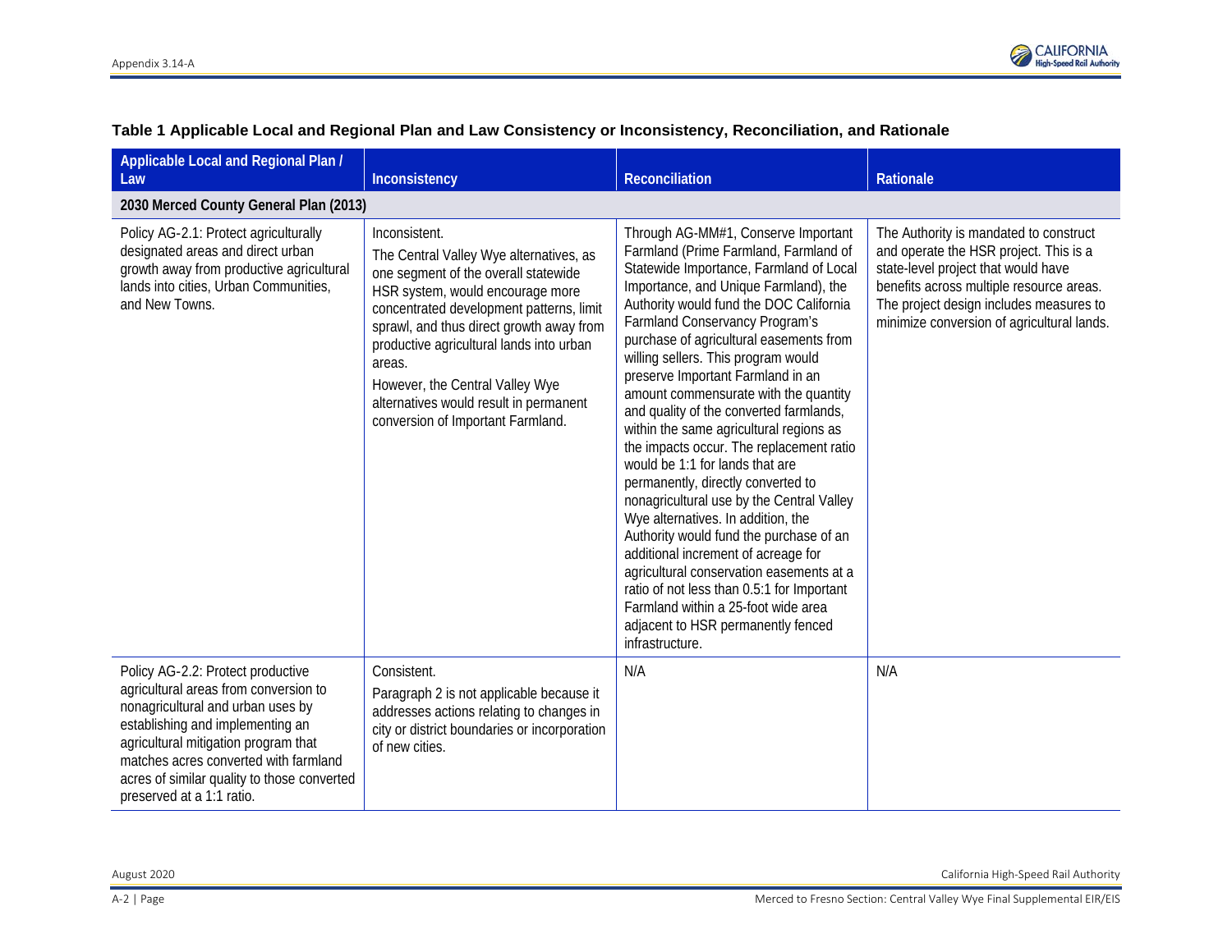**Table 1 Applicable Local and Regional Plan and Law Consistency or Inconsistency, Reconciliation, and Rationale**

| Applicable Local and Regional Plan / Law | Inconsistency | Reconciliation | Rationale |
|---|---|---|---|
| **2030 Merced County General Plan (2013)** | | | |
| Policy AG-2.1: Protect agriculturally designated areas and direct urban growth away from productive agricultural lands into cities, Urban Communities, and New Towns. | Inconsistent.<br>The Central Valley Wye alternatives, as one segment of the overall statewide HSR system, would encourage more concentrated development patterns, limit sprawl, and thus direct growth away from productive agricultural lands into urban areas.<br>However, the Central Valley Wye alternatives would result in permanent conversion of Important Farmland. | Through AG-MM#1, Conserve Important Farmland (Prime Farmland, Farmland of Statewide Importance, Farmland of Local Importance, and Unique Farmland), the Authority would fund the DOC California Farmland Conservancy Program's purchase of agricultural easements from willing sellers. This program would preserve Important Farmland in an amount commensurate with the quantity and quality of the converted farmlands, within the same agricultural regions as the impacts occur. The replacement ratio would be 1:1 for lands that are permanently, directly converted to nonagricultural use by the Central Valley Wye alternatives. In addition, the Authority would fund the purchase of an additional increment of acreage for agricultural conservation easements at a ratio of not less than 0.5:1 for Important Farmland within a 25-foot wide area adjacent to HSR permanently fenced infrastructure. | The Authority is mandated to construct and operate the HSR project. This is a state-level project that would have benefits across multiple resource areas. The project design includes measures to minimize conversion of agricultural lands. |
| Policy AG-2.2: Protect productive agricultural areas from conversion to nonagricultural and urban uses by establishing and implementing an agricultural mitigation program that matches acres converted with farmland acres of similar quality to those converted preserved at a 1:1 ratio. | Consistent.<br>Paragraph 2 is not applicable because it addresses actions relating to changes in city or district boundaries or incorporation of new cities. | N/A | N/A |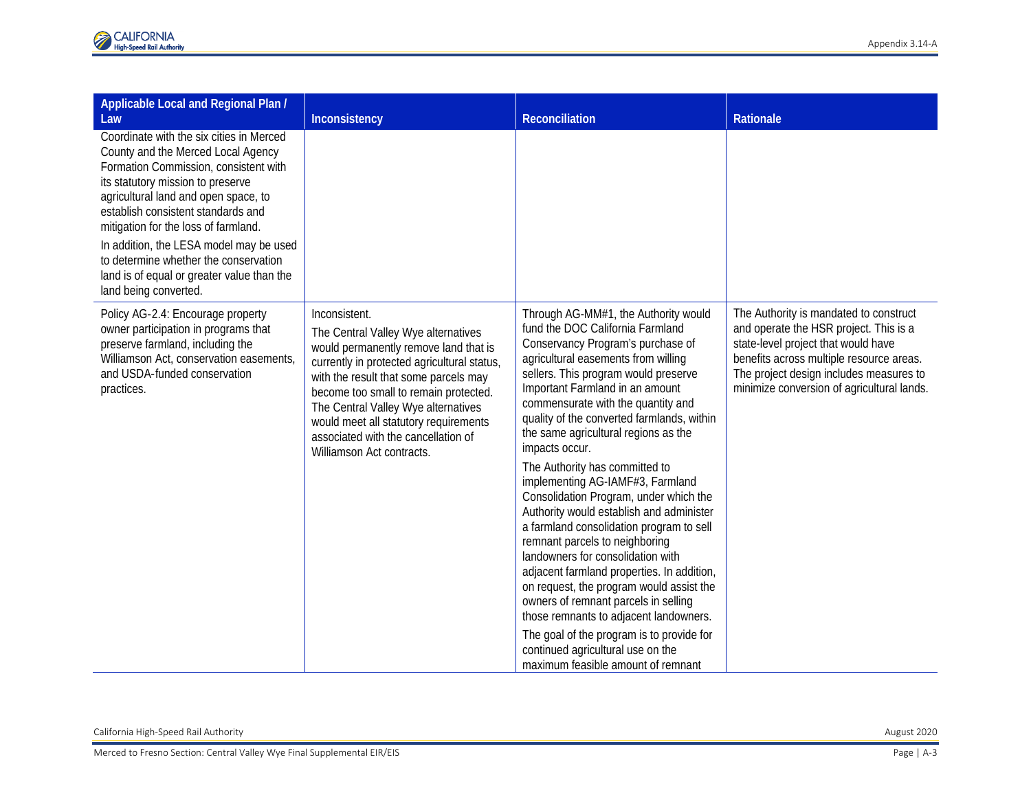| Applicable Local and Regional Plan / Law | Inconsistency | Reconciliation | Rationale |
|---|---|---|---|
| Coordinate with the six cities in Merced County and the Merced Local Agency Formation Commission, consistent with its statutory mission to preserve agricultural land and open space, to establish consistent standards and mitigation for the loss of farmland.<br><br>In addition, the LESA model may be used to determine whether the conservation land is of equal or greater value than the land being converted. | | | |
| Policy AG-2.4: Encourage property owner participation in programs that preserve farmland, including the Williamson Act, conservation easements, and USDA-funded conservation practices. | Inconsistent.<br><br>The Central Valley Wye alternatives would permanently remove land that is currently in protected agricultural status, with the result that some parcels may become too small to remain protected. The Central Valley Wye alternatives would meet all statutory requirements associated with the cancellation of Williamson Act contracts. | Through AG-MM#1, the Authority would fund the DOC California Farmland Conservancy Program's purchase of agricultural easements from willing sellers. This program would preserve Important Farmland in an amount commensurate with the quantity and quality of the converted farmlands, within the same agricultural regions as the impacts occur.<br><br>The Authority has committed to implementing AG-IAMF#3, Farmland Consolidation Program, under which the Authority would establish and administer a farmland consolidation program to sell remnant parcels to neighboring landowners for consolidation with adjacent farmland properties. In addition, on request, the program would assist the owners of remnant parcels in selling those remnants to adjacent landowners.<br><br>The goal of the program is to provide for continued agricultural use on the maximum feasible amount of remnant | The Authority is mandated to construct and operate the HSR project. This is a state-level project that would have benefits across multiple resource areas. The project design includes measures to minimize conversion of agricultural lands. |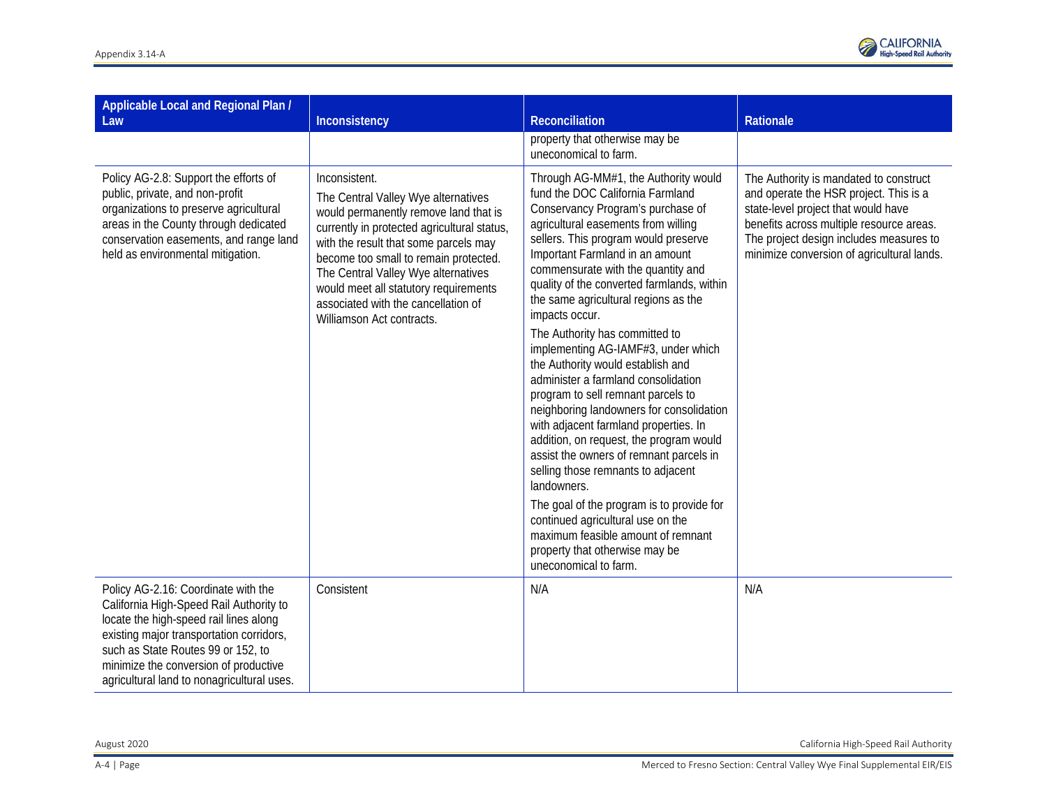| Applicable Local and Regional Plan / Law | Inconsistency | Reconciliation | Rationale |
|---|---|---|---|
| | | property that otherwise may be uneconomical to farm. | |
| Policy AG-2.8: Support the efforts of public, private, and non-profit organizations to preserve agricultural areas in the County through dedicated conservation easements, and range land held as environmental mitigation. | Inconsistent.<br>The Central Valley Wye alternatives would permanently remove land that is currently in protected agricultural status, with the result that some parcels may become too small to remain protected. The Central Valley Wye alternatives would meet all statutory requirements associated with the cancellation of Williamson Act contracts. | Through AG-MM#1, the Authority would fund the DOC California Farmland Conservancy Program's purchase of agricultural easements from willing sellers. This program would preserve Important Farmland in an amount commensurate with the quantity and quality of the converted farmlands, within the same agricultural regions as the impacts occur.<br>The Authority has committed to implementing AG-IAMF#3, under which the Authority would establish and administer a farmland consolidation program to sell remnant parcels to neighboring landowners for consolidation with adjacent farmland properties. In addition, on request, the program would assist the owners of remnant parcels in selling those remnants to adjacent landowners.<br>The goal of the program is to provide for continued agricultural use on the maximum feasible amount of remnant property that otherwise may be uneconomical to farm. | The Authority is mandated to construct and operate the HSR project. This is a state-level project that would have benefits across multiple resource areas. The project design includes measures to minimize conversion of agricultural lands. |
| Policy AG-2.16: Coordinate with the California High-Speed Rail Authority to locate the high-speed rail lines along existing major transportation corridors, such as State Routes 99 or 152, to minimize the conversion of productive agricultural land to nonagricultural uses. | Consistent | N/A | N/A |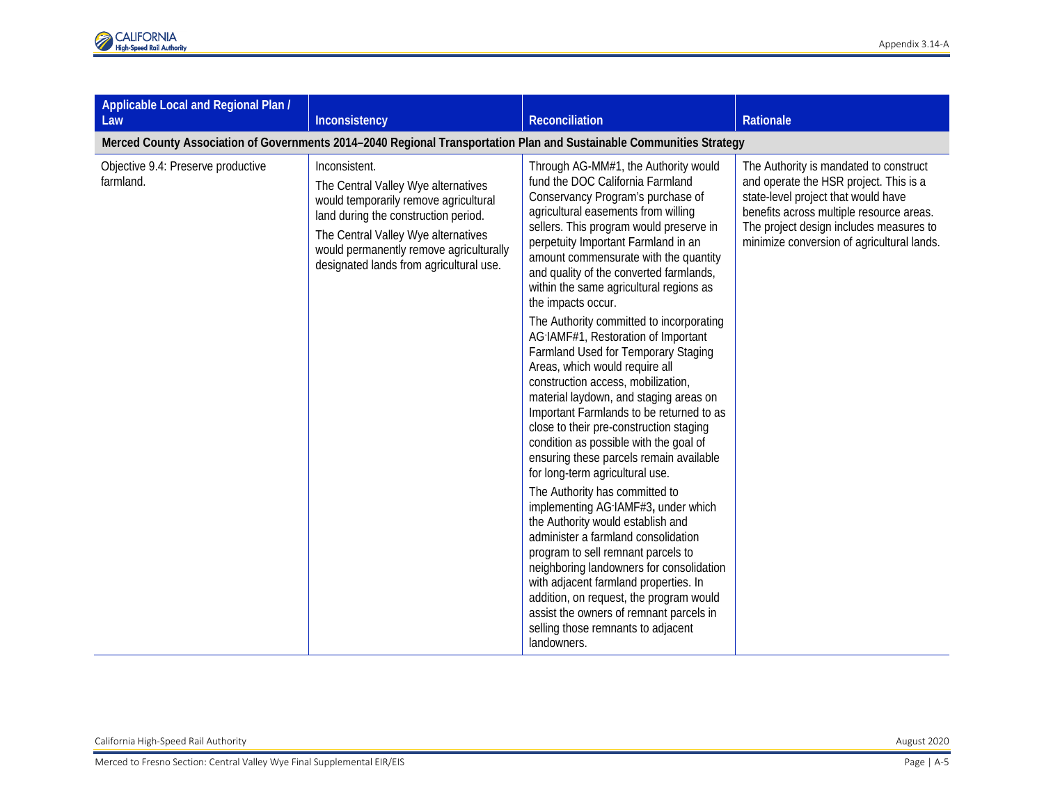| Applicable Local and Regional Plan / Law | Inconsistency | Reconciliation | Rationale |
|---|---|---|---|
| **Merced County Association of Governments 2014–2040 Regional Transportation Plan and Sustainable Communities Strategy** | | | |
| Objective 9.4: Preserve productive farmland. | Inconsistent.<br>The Central Valley Wye alternatives would temporarily remove agricultural land during the construction period.<br>The Central Valley Wye alternatives would permanently remove agriculturally designated lands from agricultural use. | Through AG-MM#1, the Authority would fund the DOC California Farmland Conservancy Program's purchase of agricultural easements from willing sellers. This program would preserve in perpetuity Important Farmland in an amount commensurate with the quantity and quality of the converted farmlands, within the same agricultural regions as the impacts occur.<br>The Authority committed to incorporating AG-IAMF#1, Restoration of Important Farmland Used for Temporary Staging Areas, which would require all construction access, mobilization, material laydown, and staging areas on Important Farmlands to be returned to as close to their pre-construction staging condition as possible with the goal of ensuring these parcels remain available for long-term agricultural use.<br>The Authority has committed to implementing AG-IAMF#3, under which the Authority would establish and administer a farmland consolidation program to sell remnant parcels to neighboring landowners for consolidation with adjacent farmland properties. In addition, on request, the program would assist the owners of remnant parcels in selling those remnants to adjacent landowners. | The Authority is mandated to construct and operate the HSR project. This is a state-level project that would have benefits across multiple resource areas. The project design includes measures to minimize conversion of agricultural lands. |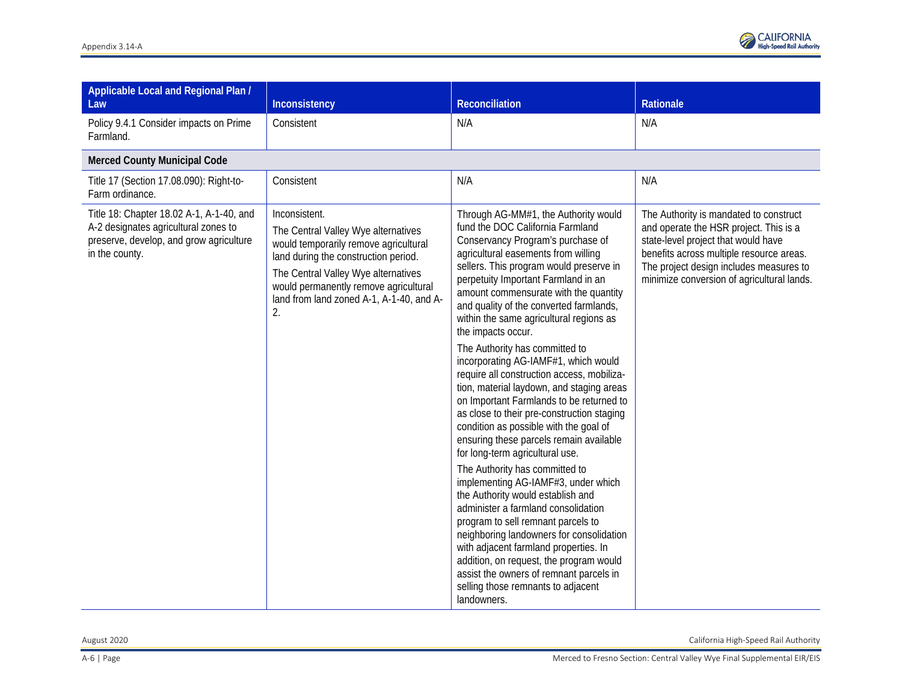| Applicable Local and Regional Plan / Law | Inconsistency | Reconciliation | Rationale |
|---|---|---|---|
| Policy 9.4.1 Consider impacts on Prime Farmland. | Consistent | N/A | N/A |
| **Merced County Municipal Code** | | | |
| Title 17 (Section 17.08.090): Right-to-Farm ordinance. | Consistent | N/A | N/A |
| Title 18: Chapter 18.02 A-1, A-1-40, and A-2 designates agricultural zones to preserve, develop, and grow agriculture in the county. | Inconsistent.<br><br>The Central Valley Wye alternatives would temporarily remove agricultural land during the construction period.<br><br>The Central Valley Wye alternatives would permanently remove agricultural land from land zoned A-1, A-1-40, and A-2. | Through AG-MM#1, the Authority would fund the DOC California Farmland Conservancy Program's purchase of agricultural easements from willing sellers. This program would preserve in perpetuity Important Farmland in an amount commensurate with the quantity and quality of the converted farmlands, within the same agricultural regions as the impacts occur.<br><br>The Authority has committed to incorporating AG-IAMF#1, which would require all construction access, mobilization, material laydown, and staging areas on Important Farmlands to be returned to as close to their pre-construction staging condition as possible with the goal of ensuring these parcels remain available for long-term agricultural use.<br><br>The Authority has committed to implementing AG-IAMF#3, under which the Authority would establish and administer a farmland consolidation program to sell remnant parcels to neighboring landowners for consolidation with adjacent farmland properties. In addition, on request, the program would assist the owners of remnant parcels in selling those remnants to adjacent landowners. | The Authority is mandated to construct and operate the HSR project. This is a state-level project that would have benefits across multiple resource areas. The project design includes measures to minimize conversion of agricultural lands. |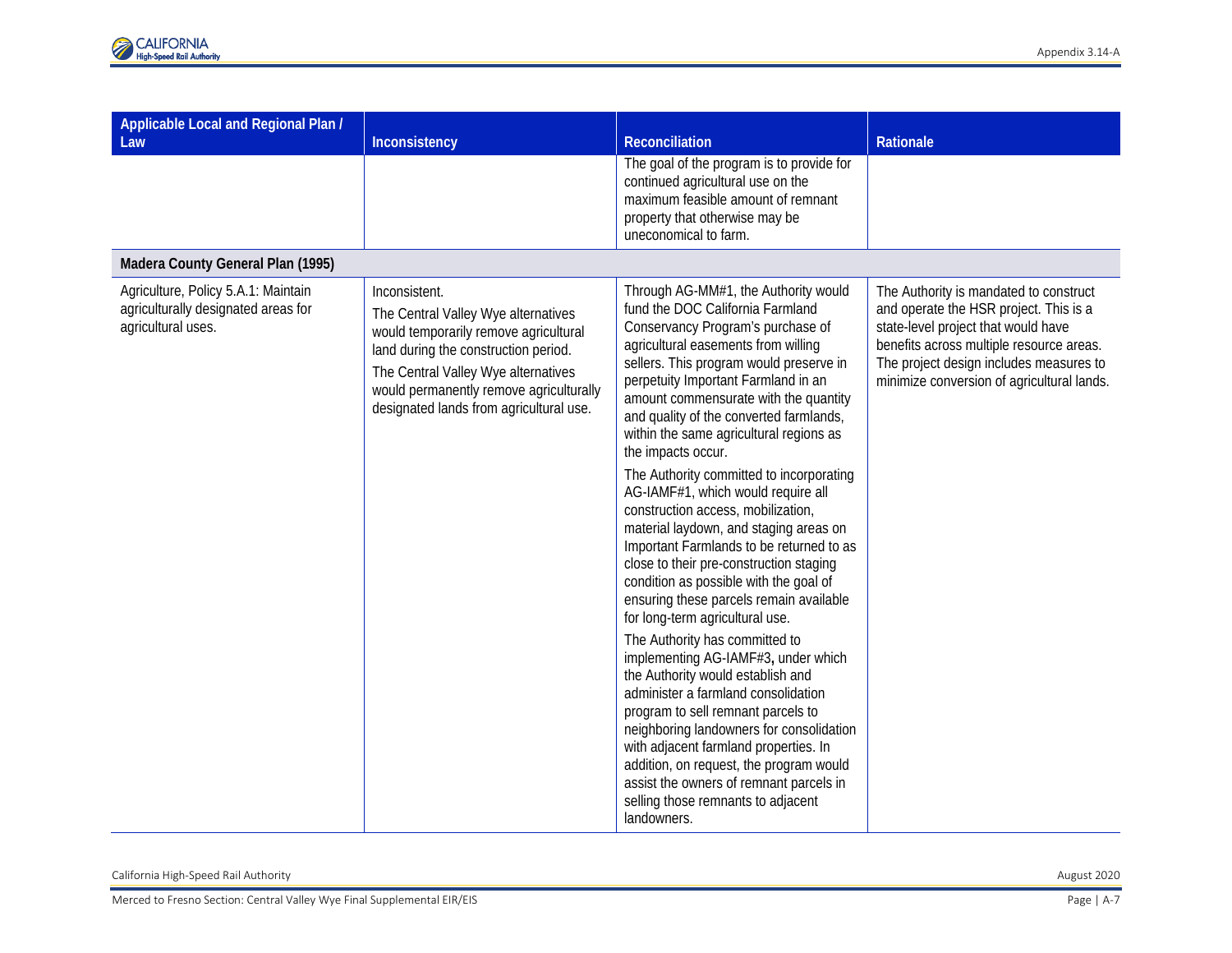| Applicable Local and Regional Plan / Law | Inconsistency | Reconciliation | Rationale |
|---|---|---|---|
| | | The goal of the program is to provide for continued agricultural use on the maximum feasible amount of remnant property that otherwise may be uneconomical to farm. | |
| **Madera County General Plan (1995)** | | | |
| Agriculture, Policy 5.A.1: Maintain agriculturally designated areas for agricultural uses. | Inconsistent.<br>The Central Valley Wye alternatives would temporarily remove agricultural land during the construction period.<br>The Central Valley Wye alternatives would permanently remove agriculturally designated lands from agricultural use. | Through AG-MM#1, the Authority would fund the DOC California Farmland Conservancy Program's purchase of agricultural easements from willing sellers. This program would preserve in perpetuity Important Farmland in an amount commensurate with the quantity and quality of the converted farmlands, within the same agricultural regions as the impacts occur.<br>The Authority committed to incorporating AG-IAMF#1, which would require all construction access, mobilization, material laydown, and staging areas on Important Farmlands to be returned to as close to their pre-construction staging condition as possible with the goal of ensuring these parcels remain available for long-term agricultural use.<br>The Authority has committed to implementing AG-IAMF#3**,** under which the Authority would establish and administer a farmland consolidation program to sell remnant parcels to neighboring landowners for consolidation with adjacent farmland properties. In addition, on request, the program would assist the owners of remnant parcels in selling those remnants to adjacent landowners. | The Authority is mandated to construct and operate the HSR project. This is a state-level project that would have benefits across multiple resource areas. The project design includes measures to minimize conversion of agricultural lands. |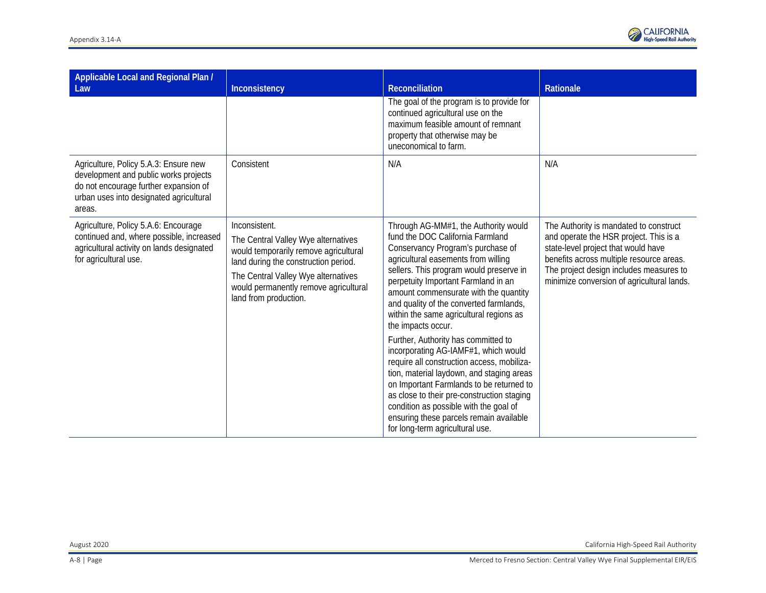| Applicable Local and Regional Plan / Law | Inconsistency | Reconciliation | Rationale |
|---|---|---|---|
| | | The goal of the program is to provide for continued agricultural use on the maximum feasible amount of remnant property that otherwise may be uneconomical to farm. | |
| Agriculture, Policy 5.A.3: Ensure new development and public works projects do not encourage further expansion of urban uses into designated agricultural areas. | Consistent | N/A | N/A |
| Agriculture, Policy 5.A.6: Encourage continued and, where possible, increased agricultural activity on lands designated for agricultural use. | Inconsistent.<br><br>The Central Valley Wye alternatives would temporarily remove agricultural land during the construction period.<br><br>The Central Valley Wye alternatives would permanently remove agricultural land from production. | Through AG-MM#1, the Authority would fund the DOC California Farmland Conservancy Program's purchase of agricultural easements from willing sellers. This program would preserve in perpetuity Important Farmland in an amount commensurate with the quantity and quality of the converted farmlands, within the same agricultural regions as the impacts occur.<br><br>Further, Authority has committed to incorporating AG-IAMF#1, which would require all construction access, mobilization, material laydown, and staging areas on Important Farmlands to be returned to as close to their pre-construction staging condition as possible with the goal of ensuring these parcels remain available for long-term agricultural use. | The Authority is mandated to construct and operate the HSR project. This is a state-level project that would have benefits across multiple resource areas. The project design includes measures to minimize conversion of agricultural lands. |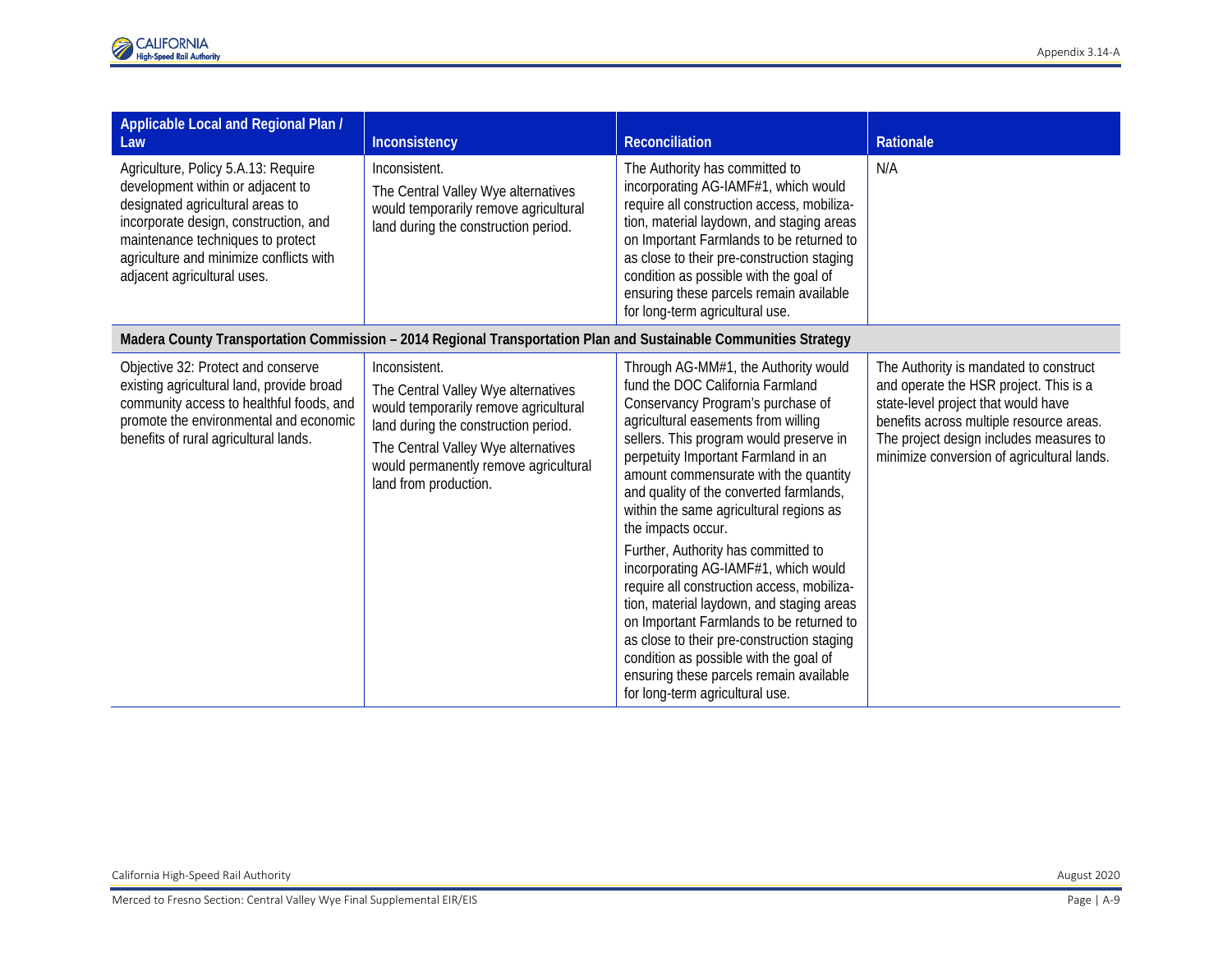| Applicable Local and Regional Plan / Law | Inconsistency | Reconciliation | Rationale |
|---|---|---|---|
| Agriculture, Policy 5.A.13: Require development within or adjacent to designated agricultural areas to incorporate design, construction, and maintenance techniques to protect agriculture and minimize conflicts with adjacent agricultural uses. | Inconsistent.<br>The Central Valley Wye alternatives would temporarily remove agricultural land during the construction period. | The Authority has committed to incorporating AG-IAMF#1, which would require all construction access, mobilization, material laydown, and staging areas on Important Farmlands to be returned to as close to their pre-construction staging condition as possible with the goal of ensuring these parcels remain available for long-term agricultural use. | N/A |
| **Madera County Transportation Commission – 2014 Regional Transportation Plan and Sustainable Communities Strategy** | | | |
| Objective 32: Protect and conserve existing agricultural land, provide broad community access to healthful foods, and promote the environmental and economic benefits of rural agricultural lands. | Inconsistent.<br>The Central Valley Wye alternatives would temporarily remove agricultural land during the construction period.<br>The Central Valley Wye alternatives would permanently remove agricultural land from production. | Through AG-MM#1, the Authority would fund the DOC California Farmland Conservancy Program's purchase of agricultural easements from willing sellers. This program would preserve in perpetuity Important Farmland in an amount commensurate with the quantity and quality of the converted farmlands, within the same agricultural regions as the impacts occur.<br>Further, Authority has committed to incorporating AG-IAMF#1, which would require all construction access, mobilization, material laydown, and staging areas on Important Farmlands to be returned to as close to their pre-construction staging condition as possible with the goal of ensuring these parcels remain available for long-term agricultural use. | The Authority is mandated to construct and operate the HSR project. This is a state-level project that would have benefits across multiple resource areas. The project design includes measures to minimize conversion of agricultural lands. |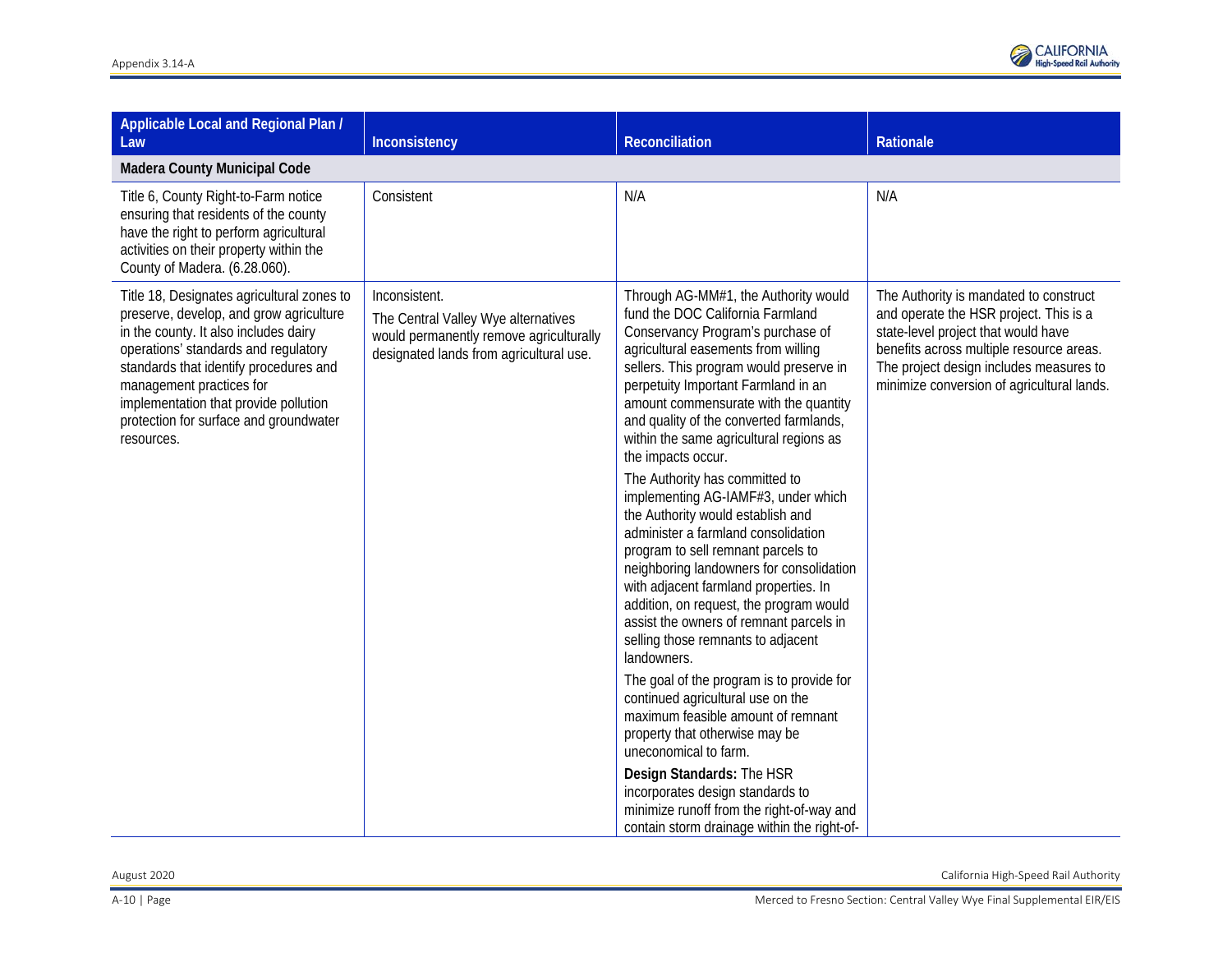| Applicable Local and Regional Plan / Law | Inconsistency | Reconciliation | Rationale |
|---|---|---|---|
| **Madera County Municipal Code** | | | |
| Title 6, County Right-to-Farm notice ensuring that residents of the county have the right to perform agricultural activities on their property within the County of Madera. (6.28.060). | Consistent | N/A | N/A |
| Title 18, Designates agricultural zones to preserve, develop, and grow agriculture in the county. It also includes dairy operations' standards and regulatory standards that identify procedures and management practices for implementation that provide pollution protection for surface and groundwater resources. | Inconsistent.<br><br>The Central Valley Wye alternatives would permanently remove agriculturally designated lands from agricultural use. | Through AG-MM#1, the Authority would fund the DOC California Farmland Conservancy Program's purchase of agricultural easements from willing sellers. This program would preserve in perpetuity Important Farmland in an amount commensurate with the quantity and quality of the converted farmlands, within the same agricultural regions as the impacts occur.<br><br>The Authority has committed to implementing AG-IAMF#3, under which the Authority would establish and administer a farmland consolidation program to sell remnant parcels to neighboring landowners for consolidation with adjacent farmland properties. In addition, on request, the program would assist the owners of remnant parcels in selling those remnants to adjacent landowners.<br><br>The goal of the program is to provide for continued agricultural use on the maximum feasible amount of remnant property that otherwise may be uneconomical to farm.<br><br>**Design Standards:** The HSR incorporates design standards to minimize runoff from the right-of-way and contain storm drainage within the right-of- | The Authority is mandated to construct and operate the HSR project. This is a state-level project that would have benefits across multiple resource areas. The project design includes measures to minimize conversion of agricultural lands. |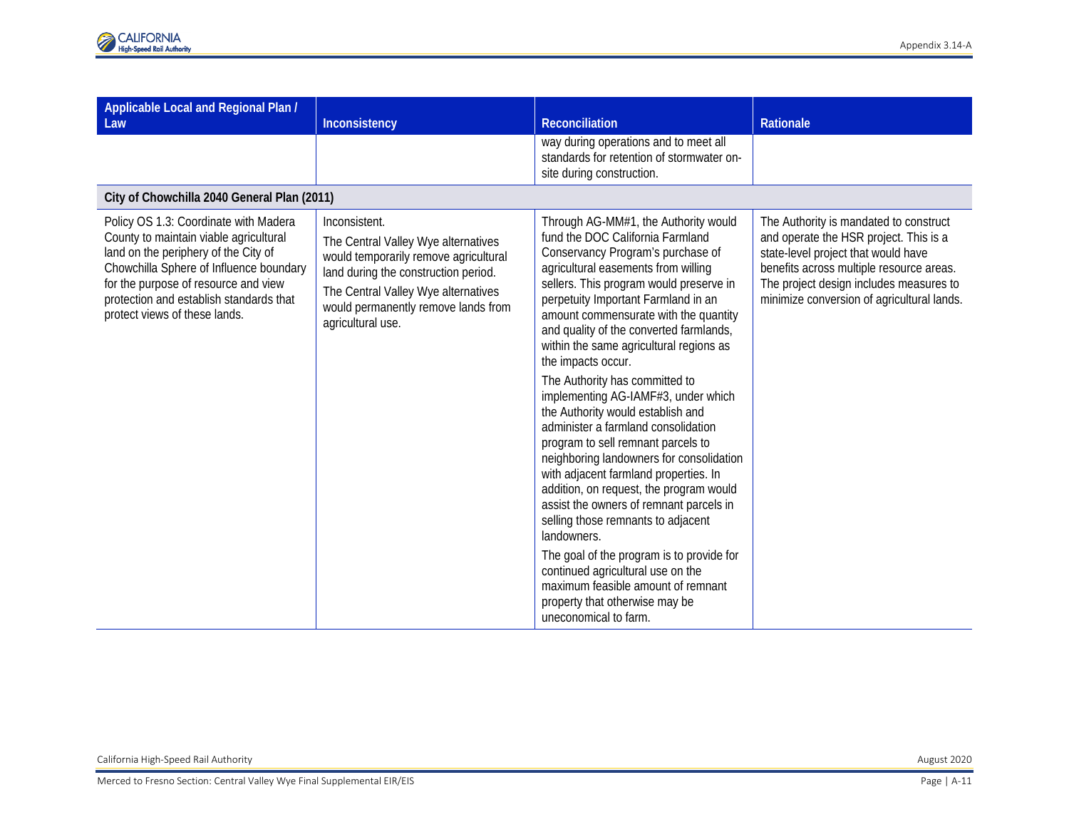| Applicable Local and Regional Plan / Law | Inconsistency | Reconciliation | Rationale |
|---|---|---|---|
| | | way during operations and to meet all standards for retention of stormwater on-site during construction. | |
| **City of Chowchilla 2040 General Plan (2011)** | | | |
| Policy OS 1.3: Coordinate with Madera County to maintain viable agricultural land on the periphery of the City of Chowchilla Sphere of Influence boundary for the purpose of resource and view protection and establish standards that protect views of these lands. | Inconsistent.<br><br>The Central Valley Wye alternatives would temporarily remove agricultural land during the construction period.<br><br>The Central Valley Wye alternatives would permanently remove lands from agricultural use. | Through AG-MM#1, the Authority would fund the DOC California Farmland Conservancy Program's purchase of agricultural easements from willing sellers. This program would preserve in perpetuity Important Farmland in an amount commensurate with the quantity and quality of the converted farmlands, within the same agricultural regions as the impacts occur.<br><br>The Authority has committed to implementing AG-IAMF#3, under which the Authority would establish and administer a farmland consolidation program to sell remnant parcels to neighboring landowners for consolidation with adjacent farmland properties. In addition, on request, the program would assist the owners of remnant parcels in selling those remnants to adjacent landowners.<br><br>The goal of the program is to provide for continued agricultural use on the maximum feasible amount of remnant property that otherwise may be uneconomical to farm. | The Authority is mandated to construct and operate the HSR project. This is a state-level project that would have benefits across multiple resource areas. The project design includes measures to minimize conversion of agricultural lands. |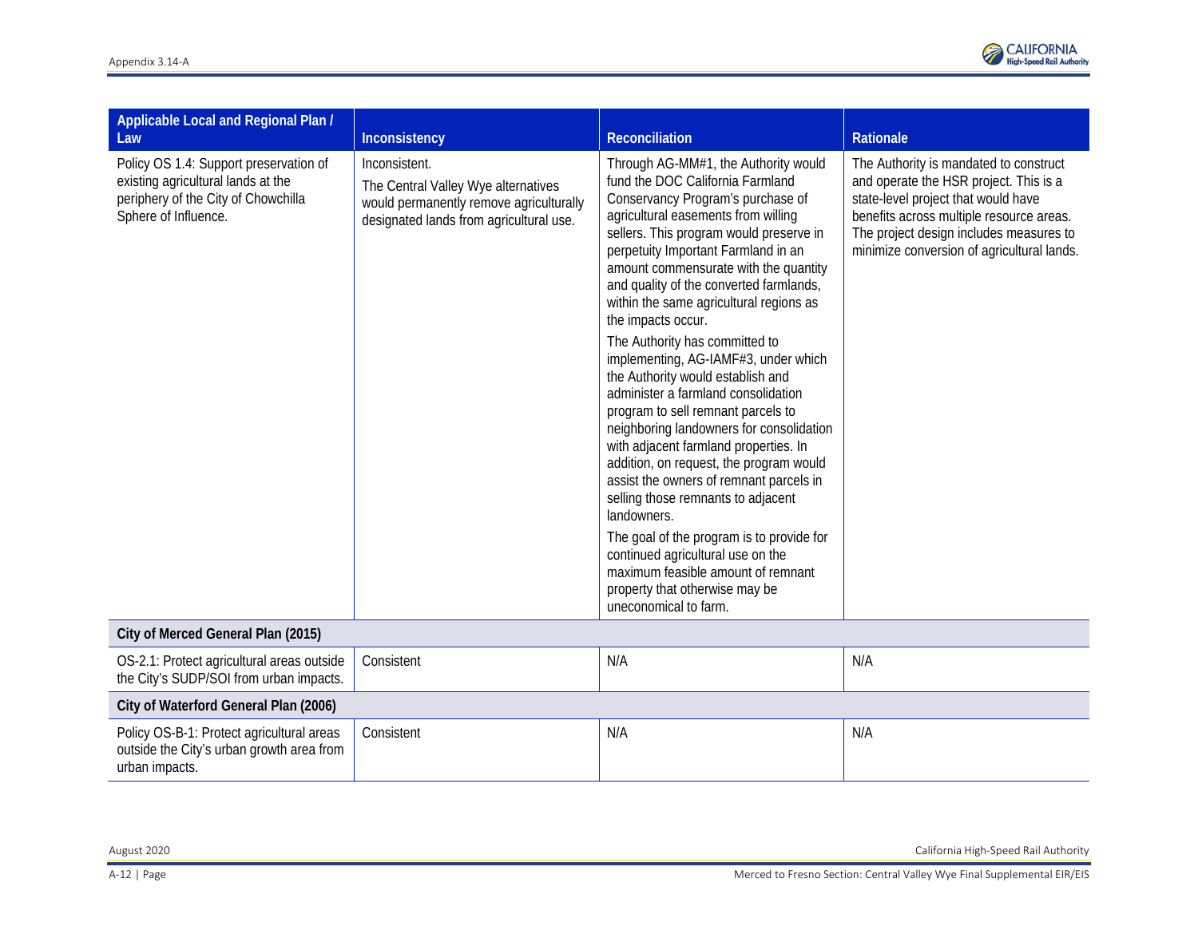| Applicable Local and Regional Plan / Law | Inconsistency | Reconciliation | Rationale |
|---|---|---|---|
| Policy OS 1.4: Support preservation of existing agricultural lands at the periphery of the City of Chowchilla Sphere of Influence. | Inconsistent.<br>The Central Valley Wye alternatives would permanently remove agriculturally designated lands from agricultural use. | Through AG-MM#1, the Authority would fund the DOC California Farmland Conservancy Program's purchase of agricultural easements from willing sellers. This program would preserve in perpetuity Important Farmland in an amount commensurate with the quantity and quality of the converted farmlands, within the same agricultural regions as the impacts occur.<br>The Authority has committed to implementing, AG-IAMF#3, under which the Authority would establish and administer a farmland consolidation program to sell remnant parcels to neighboring landowners for consolidation with adjacent farmland properties. In addition, on request, the program would assist the owners of remnant parcels in selling those remnants to adjacent landowners.<br>The goal of the program is to provide for continued agricultural use on the maximum feasible amount of remnant property that otherwise may be uneconomical to farm. | The Authority is mandated to construct and operate the HSR project. This is a state-level project that would have benefits across multiple resource areas. The project design includes measures to minimize conversion of agricultural lands. |
| **City of Merced General Plan (2015)** | | | |
| OS-2.1: Protect agricultural areas outside the City's SUDP/SOI from urban impacts. | Consistent | N/A | N/A |
| **City of Waterford General Plan (2006)** | | | |
| Policy OS-B-1: Protect agricultural areas outside the City's urban growth area from urban impacts. | Consistent | N/A | N/A |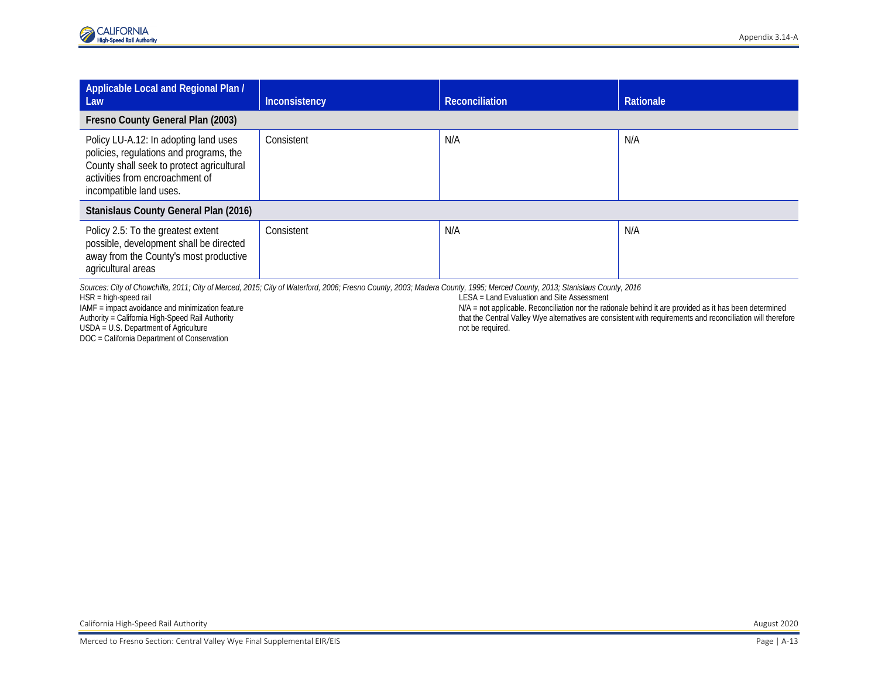| Applicable Local and Regional Plan / Law | Inconsistency | Reconciliation | Rationale |
|---|---|---|---|
| **Fresno County General Plan (2003)** | | | |
| Policy LU-A.12: In adopting land uses policies, regulations and programs, the County shall seek to protect agricultural activities from encroachment of incompatible land uses. | Consistent | N/A | N/A |
| **Stanislaus County General Plan (2016)** | | | |
| Policy 2.5: To the greatest extent possible, development shall be directed away from the County's most productive agricultural areas | Consistent | N/A | N/A |

*Sources: City of Chowchilla, 2011; City of Merced, 2015; City of Waterford, 2006; Fresno County, 2003; Madera County, 1995; Merced County, 2013; Stanislaus County, 2016*

HSR = high-speed rail
IAMF = impact avoidance and minimization feature
Authority = California High-Speed Rail Authority
USDA = U.S. Department of Agriculture
DOC = California Department of Conservation
LESA = Land Evaluation and Site Assessment
N/A = not applicable. Reconciliation nor the rationale behind it are provided as it has been determined that the Central Valley Wye alternatives are consistent with requirements and reconciliation will therefore not be required.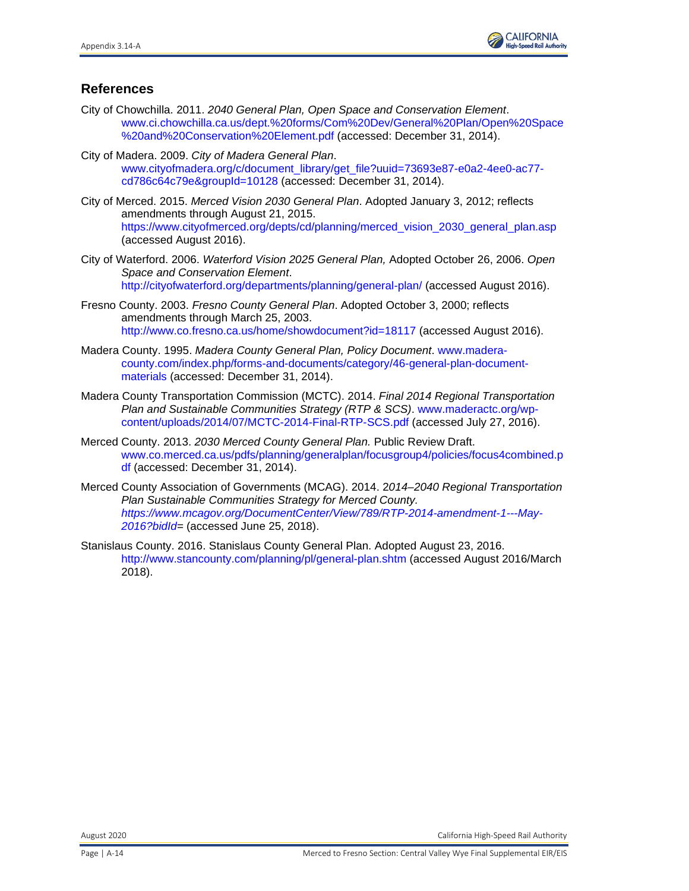## References

City of Chowchilla. 2011. *2040 General Plan, Open Space and Conservation Element*. www.ci.chowchilla.ca.us/dept.%20forms/Com%20Dev/General%20Plan/Open%20Space%20and%20Conservation%20Element.pdf (accessed: December 31, 2014).

City of Madera. 2009. *City of Madera General Plan*. www.cityofmadera.org/c/document_library/get_file?uuid=73693e87-e0a2-4ee0-ac77-cd786c64c79e&groupId=10128 (accessed: December 31, 2014).

City of Merced. 2015. *Merced Vision 2030 General Plan*. Adopted January 3, 2012; reflects amendments through August 21, 2015. https://www.cityofmerced.org/depts/cd/planning/merced_vision_2030_general_plan.asp (accessed August 2016).

City of Waterford. 2006. *Waterford Vision 2025 General Plan,* Adopted October 26, 2006. *Open Space and Conservation Element*. http://cityofwaterford.org/departments/planning/general-plan/ (accessed August 2016).

Fresno County. 2003. *Fresno County General Plan*. Adopted October 3, 2000; reflects amendments through March 25, 2003. http://www.co.fresno.ca.us/home/showdocument?id=18117 (accessed August 2016).

Madera County. 1995. *Madera County General Plan, Policy Document*. www.madera-county.com/index.php/forms-and-documents/category/46-general-plan-document-materials (accessed: December 31, 2014).

Madera County Transportation Commission (MCTC). 2014. *Final 2014 Regional Transportation Plan and Sustainable Communities Strategy (RTP & SCS)*. www.maderactc.org/wp-content/uploads/2014/07/MCTC-2014-Final-RTP-SCS.pdf (accessed July 27, 2016).

Merced County. 2013. *2030 Merced County General Plan.* Public Review Draft. www.co.merced.ca.us/pdfs/planning/generalplan/focusgroup4/policies/focus4combined.pdf (accessed: December 31, 2014).

Merced County Association of Governments (MCAG). 2014. *2014–2040 Regional Transportation Plan Sustainable Communities Strategy for Merced County.* *https://www.mcagov.org/DocumentCenter/View/789/RTP-2014-amendment-1---May-2016?bidId*= (accessed June 25, 2018).

Stanislaus County. 2016. Stanislaus County General Plan. Adopted August 23, 2016. http://www.stancounty.com/planning/pl/general-plan.shtm (accessed August 2016/March 2018).